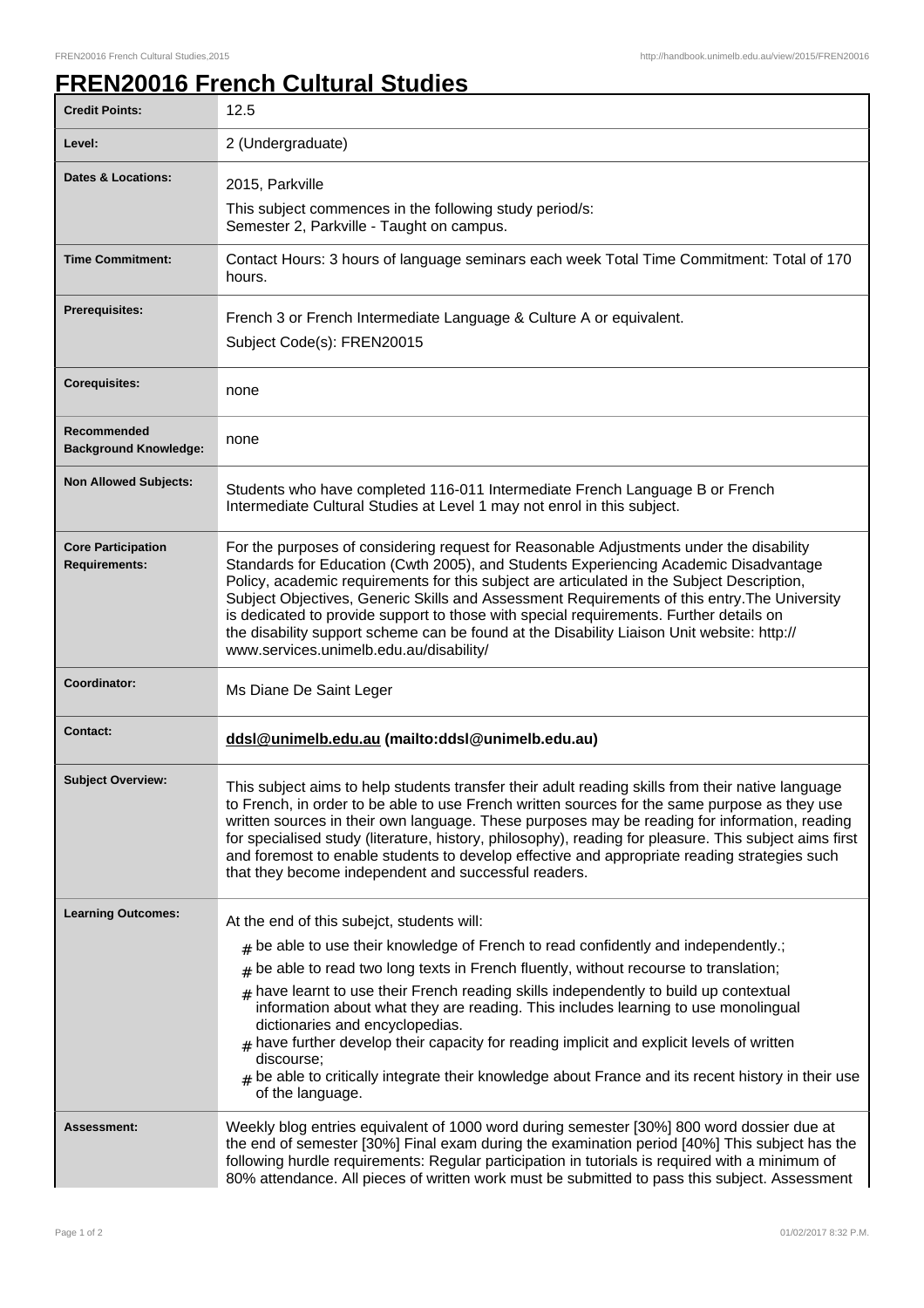# FREN20016 French Cultural Studies

| | |
|---|---|
| **Credit Points:** | 12.5 |
| **Level:** | 2 (Undergraduate) |
| **Dates & Locations:** | 2015, Parkville<br>This subject commences in the following study period/s:<br>Semester 2, Parkville - Taught on campus. |
| **Time Commitment:** | Contact Hours: 3 hours of language seminars each week Total Time Commitment: Total of 170 hours. |
| **Prerequisites:** | French 3 or French Intermediate Language & Culture A or equivalent.<br>Subject Code(s): FREN20015 |
| **Corequisites:** | none |
| **Recommended Background Knowledge:** | none |
| **Non Allowed Subjects:** | Students who have completed 116-011 Intermediate French Language B or French Intermediate Cultural Studies at Level 1 may not enrol in this subject. |
| **Core Participation Requirements:** | For the purposes of considering request for Reasonable Adjustments under the disability Standards for Education (Cwth 2005), and Students Experiencing Academic Disadvantage Policy, academic requirements for this subject are articulated in the Subject Description, Subject Objectives, Generic Skills and Assessment Requirements of this entry.The University is dedicated to provide support to those with special requirements. Further details on the disability support scheme can be found at the Disability Liaison Unit website: http://www.services.unimelb.edu.au/disability/ |
| **Coordinator:** | Ms Diane De Saint Leger |
| **Contact:** | **ddsl@unimelb.edu.au (mailto:ddsl@unimelb.edu.au)** |
| **Subject Overview:** | This subject aims to help students transfer their adult reading skills from their native language to French, in order to be able to use French written sources for the same purpose as they use written sources in their own language. These purposes may be reading for information, reading for specialised study (literature, history, philosophy), reading for pleasure. This subject aims first and foremost to enable students to develop effective and appropriate reading strategies such that they become independent and successful readers. |
| **Learning Outcomes:** | At the end of this subejct, students will:<br># be able to use their knowledge of French to read confidently and independently.;<br># be able to read two long texts in French fluently, without recourse to translation;<br># have learnt to use their French reading skills independently to build up contextual information about what they are reading. This includes learning to use monolingual dictionaries and encyclopedias.<br># have further develop their capacity for reading implicit and explicit levels of written discourse;<br># be able to critically integrate their knowledge about France and its recent history in their use of the language. |
| **Assessment:** | Weekly blog entries equivalent of 1000 word during semester [30%] 800 word dossier due at the end of semester [30%] Final exam during the examination period [40%] This subject has the following hurdle requirements: Regular participation in tutorials is required with a minimum of 80% attendance. All pieces of written work must be submitted to pass this subject. Assessment |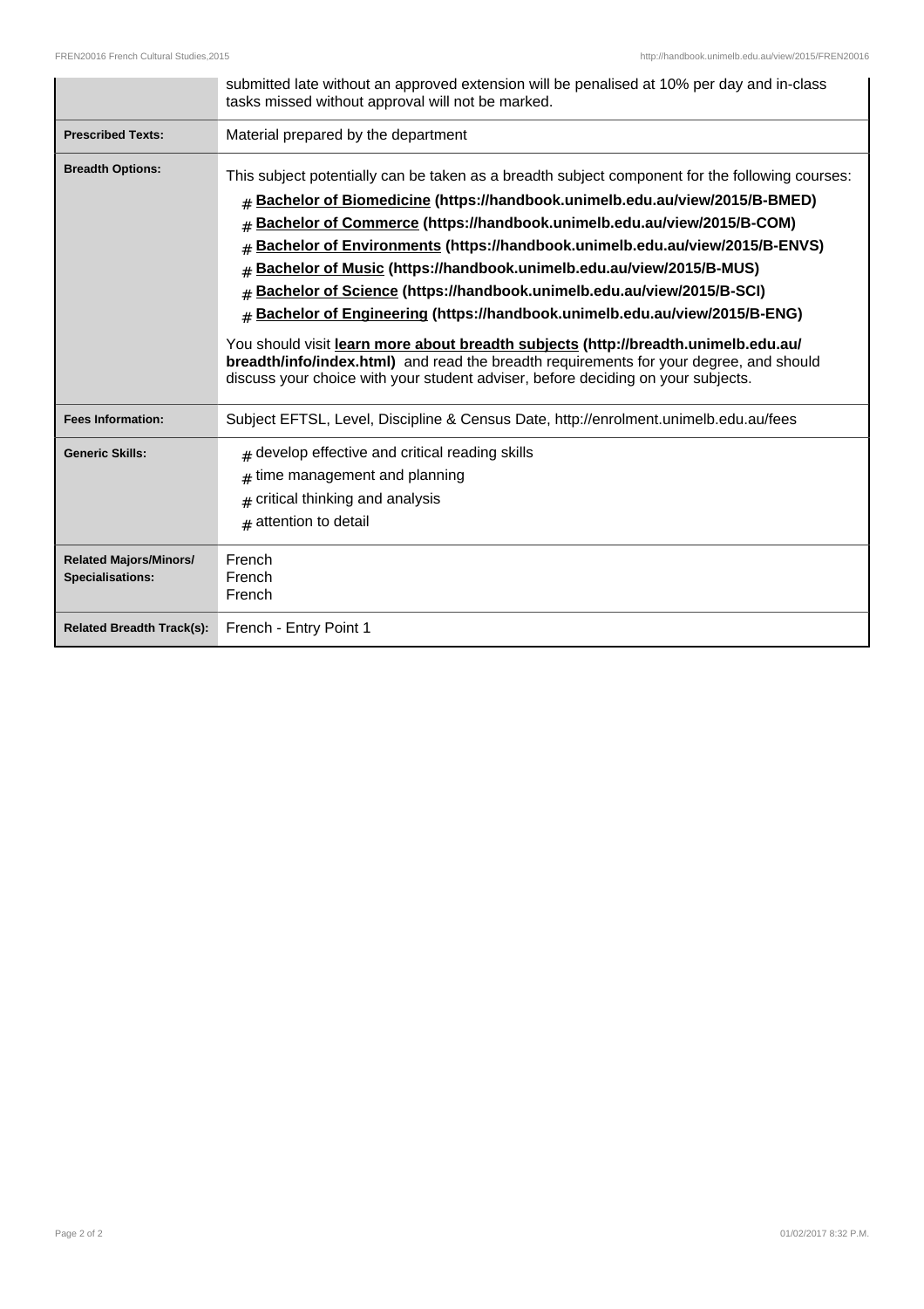| | |
|---|---|
| | submitted late without an approved extension will be penalised at 10% per day and in-class tasks missed without approval will not be marked. |
| **Prescribed Texts:** | Material prepared by the department |
| **Breadth Options:** | This subject potentially can be taken as a breadth subject component for the following courses:<br># **Bachelor of Biomedicine (https://handbook.unimelb.edu.au/view/2015/B-BMED)**<br># **Bachelor of Commerce (https://handbook.unimelb.edu.au/view/2015/B-COM)**<br># **Bachelor of Environments (https://handbook.unimelb.edu.au/view/2015/B-ENVS)**<br># **Bachelor of Music (https://handbook.unimelb.edu.au/view/2015/B-MUS)**<br># **Bachelor of Science (https://handbook.unimelb.edu.au/view/2015/B-SCI)**<br># **Bachelor of Engineering (https://handbook.unimelb.edu.au/view/2015/B-ENG)**<br>You should visit **learn more about breadth subjects (http://breadth.unimelb.edu.au/breadth/info/index.html)** and read the breadth requirements for your degree, and should discuss your choice with your student adviser, before deciding on your subjects. |
| **Fees Information:** | Subject EFTSL, Level, Discipline & Census Date, http://enrolment.unimelb.edu.au/fees |
| **Generic Skills:** | # develop effective and critical reading skills<br># time management and planning<br># critical thinking and analysis<br># attention to detail |
| **Related Majors/Minors/ Specialisations:** | French<br>French<br>French |
| **Related Breadth Track(s):** | French - Entry Point 1 |